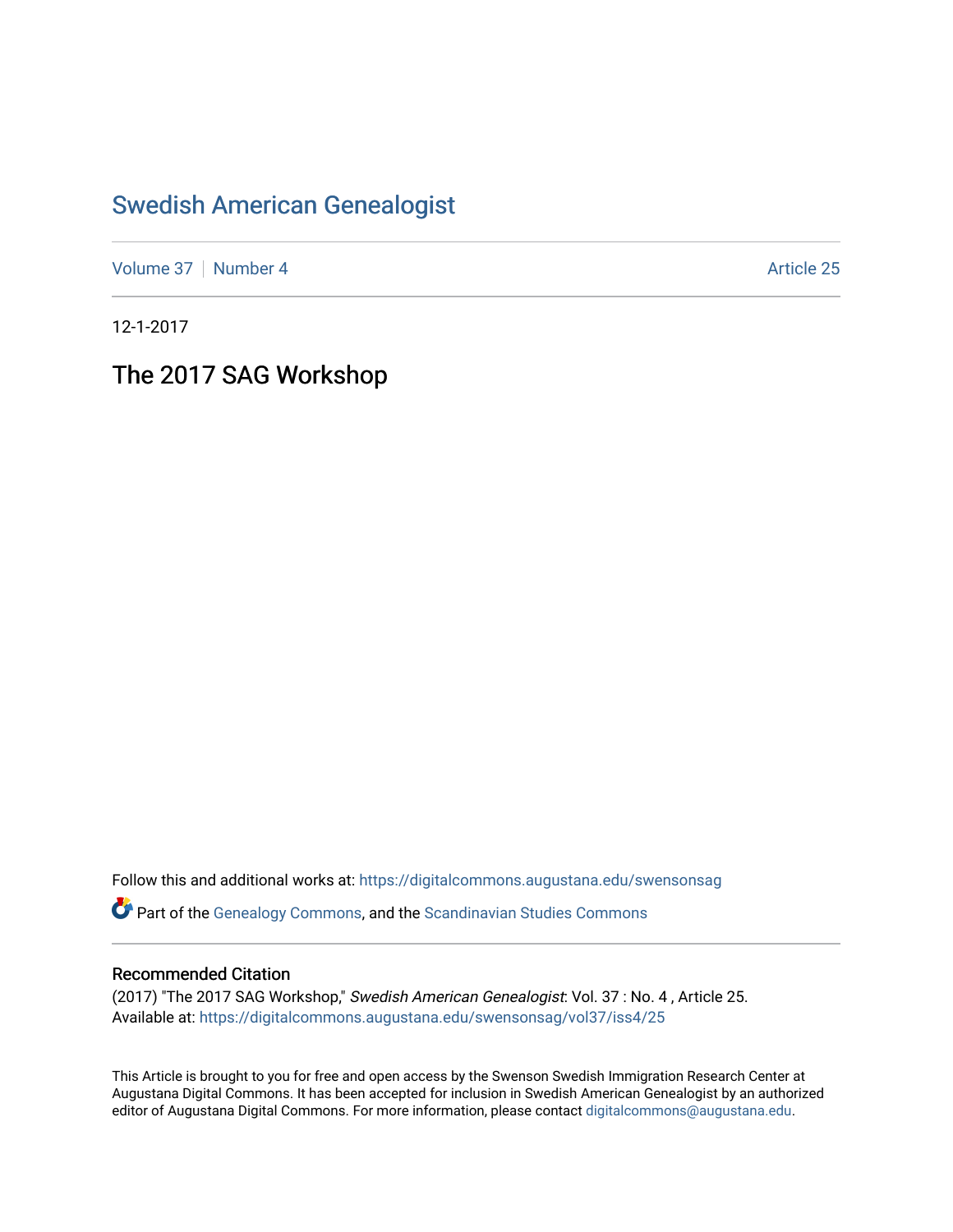# Swedish American Genealogist

Volume 37 | Number 4 | Article 25

12-1-2017

## The 2017 SAG Workshop

Follow this and additional works at: https://digitalcommons.augustana.edu/swensonsag

Part of the Genealogy Commons, and the Scandinavian Studies Commons

### Recommended Citation

(2017) "The 2017 SAG Workshop," *Swedish American Genealogist*: Vol. 37 : No. 4 , Article 25.
Available at: https://digitalcommons.augustana.edu/swensonsag/vol37/iss4/25

This Article is brought to you for free and open access by the Swenson Swedish Immigration Research Center at Augustana Digital Commons. It has been accepted for inclusion in Swedish American Genealogist by an authorized editor of Augustana Digital Commons. For more information, please contact digitalcommons@augustana.edu.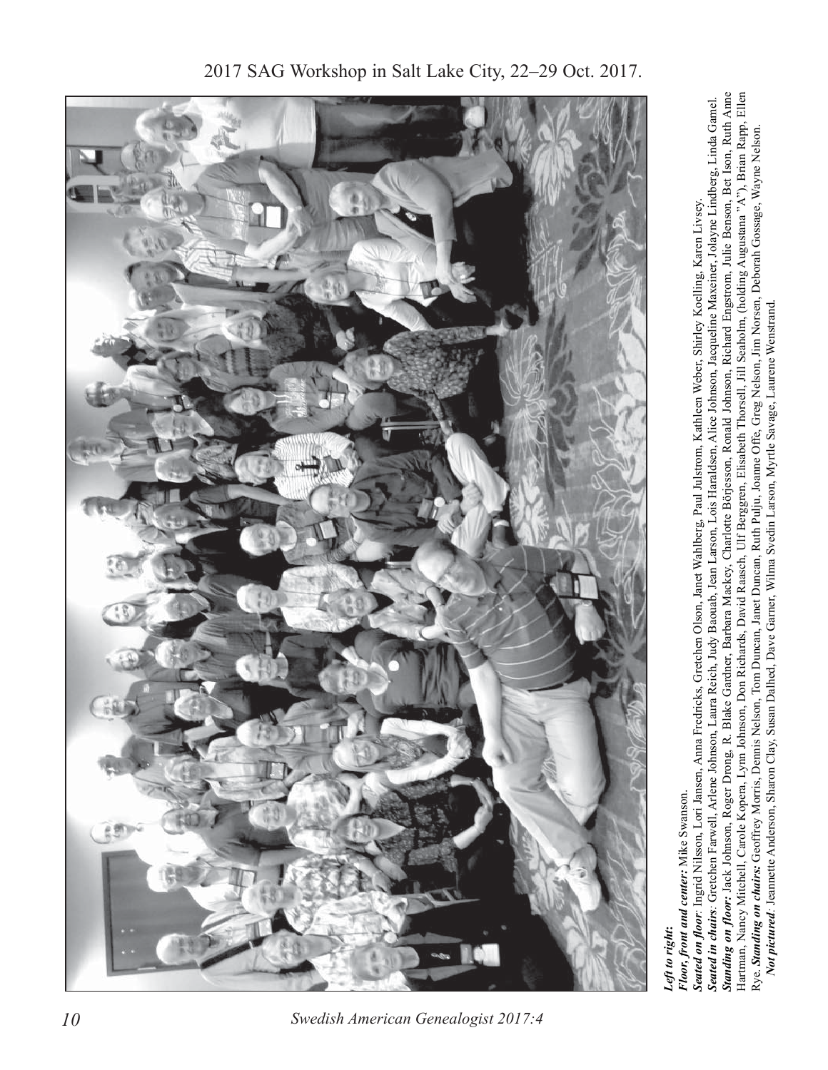2017 SAG Workshop in Salt Lake City, 22–29 Oct. 2017.

***Left to right:***

***Floor, front and center:*** Mike Swanson.

***Seated on floor:*** Ingrid Nilsson, Lori Jansen, Anna Fredricks, Gretchen Olson, Janet Wahlberg, Paul Julstrom, Kathleen Weber, Shirley Koelling, Karen Livsey.

***Seated in chairs:*** Gretchen Farwell, Arlene Johnson, Laura Reich, Judy Baouab, Jean Larson, Lois Haraldsen, Alice Johnson, Jacqueline Maxeiner, Jolayne Lindberg, Linda Gamel.

***Standing on floor:*** Jack Johnson, Roger Drong, R. Blake Gardner, Barbara Mackey, Charlotte Börjesson, Ronald Johnson, Richard Engstrom, Julie Benson, Bet Ison, Ruth Anne Hartman, Nancy Mitchell, Carole Kopera, Lynn Johnson, Don Richards, David Raasch, Ulf Berggren, Elisabeth Thorsell, Jill Seaholm, (holding Augustana "A"), Brian Rapp, Ellen Rye, ***Standing on chairs:*** Geoffrey Morris, Dennis Nelson, Tom Duncan, Janet Duncan, Ruth Pulju, Joanne Offe, Greg Nelson, Jim Norsen, Deborah Gossage, Wayne Nelson.

***Not pictured:*** Jeannette Anderson, Sharon Clay, Susan Dalhed, Dave Garner, Wilma Svedin Larson, Myrtle Savage, Laurene Wenstrand.